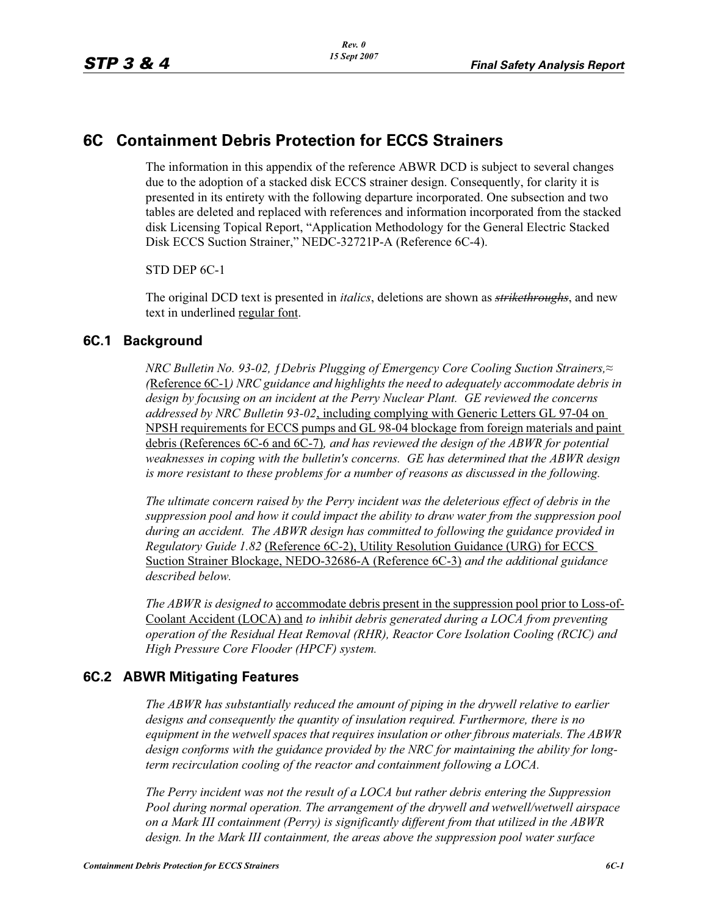# 6C Containment Debris Protection for ECCS Strainers

The information in this appendix of the reference ABWR DCD is subject to several changes due to the adoption of a stacked disk ECCS strainer design. Consequently, for clarity it is presented in its entirety with the following departure incorporated. One subsection and two tables are deleted and replaced with references and information incorporated from the stacked disk Licensing Topical Report, "Application Methodology for the General Electric Stacked Disk ECCS Suction Strainer," NEDC-32721P-A (Reference 6C-4).

STD DEP 6C-1

The original DCD text is presented in *italics*, deletions are shown as ~~strikethroughs~~, and new text in underlined regular font.

## 6C.1 Background

*NRC Bulletin No. 93-02, ƒDebris Plugging of Emergency Core Cooling Suction Strainers,≈ (*Reference 6C-1*) NRC guidance and highlights the need to adequately accommodate debris in design by focusing on an incident at the Perry Nuclear Plant. GE reviewed the concerns addressed by NRC Bulletin 93-02*, including complying with Generic Letters GL 97-04 on NPSH requirements for ECCS pumps and GL 98-04 blockage from foreign materials and paint debris (References 6C-6 and 6C-7)*, and has reviewed the design of the ABWR for potential weaknesses in coping with the bulletin's concerns. GE has determined that the ABWR design is more resistant to these problems for a number of reasons as discussed in the following.*

*The ultimate concern raised by the Perry incident was the deleterious effect of debris in the suppression pool and how it could impact the ability to draw water from the suppression pool during an accident. The ABWR design has committed to following the guidance provided in Regulatory Guide 1.82* (Reference 6C-2), Utility Resolution Guidance (URG) for ECCS Suction Strainer Blockage, NEDO-32686-A (Reference 6C-3) *and the additional guidance described below.*

*The ABWR is designed to* accommodate debris present in the suppression pool prior to Loss-of-Coolant Accident (LOCA) and *to inhibit debris generated during a LOCA from preventing operation of the Residual Heat Removal (RHR), Reactor Core Isolation Cooling (RCIC) and High Pressure Core Flooder (HPCF) system.*

## 6C.2 ABWR Mitigating Features

*The ABWR has substantially reduced the amount of piping in the drywell relative to earlier designs and consequently the quantity of insulation required. Furthermore, there is no equipment in the wetwell spaces that requires insulation or other fibrous materials. The ABWR design conforms with the guidance provided by the NRC for maintaining the ability for long-term recirculation cooling of the reactor and containment following a LOCA.*

*The Perry incident was not the result of a LOCA but rather debris entering the Suppression Pool during normal operation. The arrangement of the drywell and wetwell/wetwell airspace on a Mark III containment (Perry) is significantly different from that utilized in the ABWR design. In the Mark III containment, the areas above the suppression pool water surface*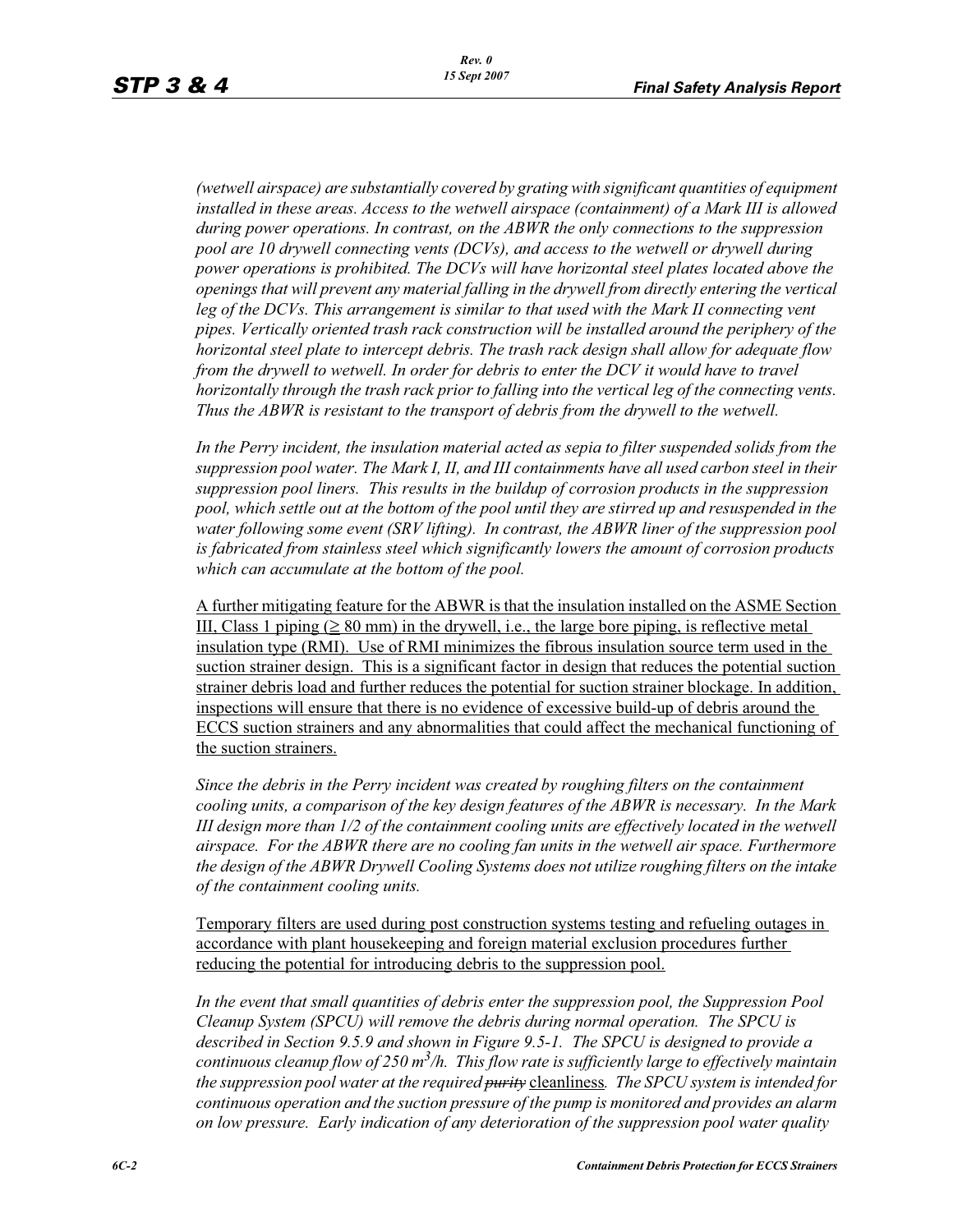*(wetwell airspace) are substantially covered by grating with significant quantities of equipment installed in these areas. Access to the wetwell airspace (containment) of a Mark III is allowed during power operations. In contrast, on the ABWR the only connections to the suppression pool are 10 drywell connecting vents (DCVs), and access to the wetwell or drywell during power operations is prohibited. The DCVs will have horizontal steel plates located above the openings that will prevent any material falling in the drywell from directly entering the vertical leg of the DCVs. This arrangement is similar to that used with the Mark II connecting vent pipes. Vertically oriented trash rack construction will be installed around the periphery of the horizontal steel plate to intercept debris. The trash rack design shall allow for adequate flow from the drywell to wetwell. In order for debris to enter the DCV it would have to travel horizontally through the trash rack prior to falling into the vertical leg of the connecting vents. Thus the ABWR is resistant to the transport of debris from the drywell to the wetwell.*

*In the Perry incident, the insulation material acted as sepia to filter suspended solids from the suppression pool water. The Mark I, II, and III containments have all used carbon steel in their suppression pool liners. This results in the buildup of corrosion products in the suppression pool, which settle out at the bottom of the pool until they are stirred up and resuspended in the water following some event (SRV lifting). In contrast, the ABWR liner of the suppression pool is fabricated from stainless steel which significantly lowers the amount of corrosion products which can accumulate at the bottom of the pool.*

<u>A further mitigating feature for the ABWR is that the insulation installed on the ASME Section III, Class 1 piping (≥ 80 mm) in the drywell, i.e., the large bore piping, is reflective metal insulation type (RMI). Use of RMI minimizes the fibrous insulation source term used in the suction strainer design. This is a significant factor in design that reduces the potential suction strainer debris load and further reduces the potential for suction strainer blockage. In addition, inspections will ensure that there is no evidence of excessive build-up of debris around the ECCS suction strainers and any abnormalities that could affect the mechanical functioning of the suction strainers.</u>

*Since the debris in the Perry incident was created by roughing filters on the containment cooling units, a comparison of the key design features of the ABWR is necessary. In the Mark III design more than 1/2 of the containment cooling units are effectively located in the wetwell airspace. For the ABWR there are no cooling fan units in the wetwell air space. Furthermore the design of the ABWR Drywell Cooling Systems does not utilize roughing filters on the intake of the containment cooling units.*

<u>Temporary filters are used during post construction systems testing and refueling outages in accordance with plant housekeeping and foreign material exclusion procedures further reducing the potential for introducing debris to the suppression pool.</u>

*In the event that small quantities of debris enter the suppression pool, the Suppression Pool Cleanup System (SPCU) will remove the debris during normal operation. The SPCU is described in Section 9.5.9 and shown in Figure 9.5-1. The SPCU is designed to provide a continuous cleanup flow of 250 $m^3/h$. This flow rate is sufficiently large to effectively maintain the suppression pool water at the required ~~purity~~* <u>cleanliness</u>*. The SPCU system is intended for continuous operation and the suction pressure of the pump is monitored and provides an alarm on low pressure. Early indication of any deterioration of the suppression pool water quality*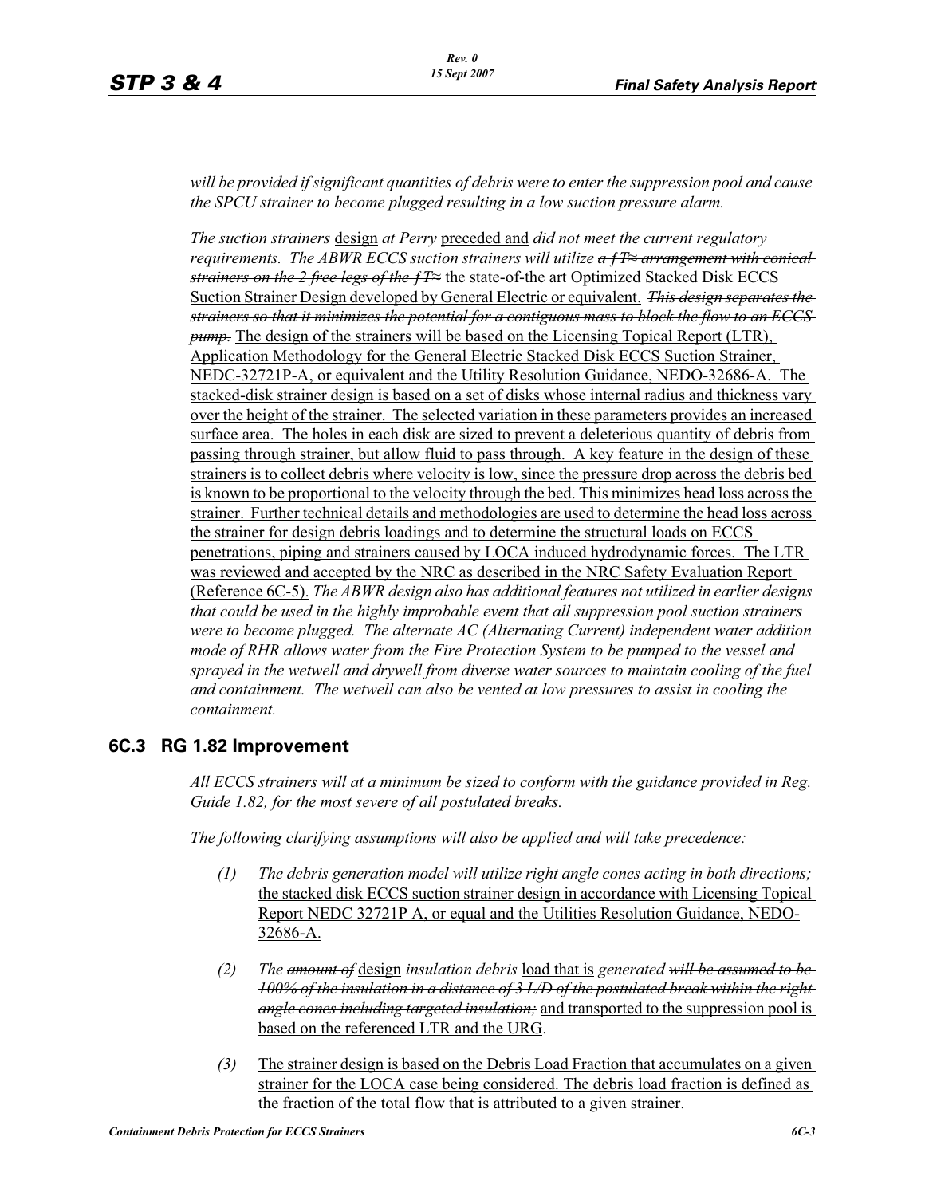*will be provided if significant quantities of debris were to enter the suppression pool and cause the SPCU strainer to become plugged resulting in a low suction pressure alarm.*

*The suction strainers* <u>design</u> *at Perry* <u>preceded and</u> *did not meet the current regulatory requirements. The ABWR ECCS suction strainers will utilize* ~~*a ƒT≈ arrangement with conical strainers on the 2 free legs of the ƒT≈*~~ <u>the state-of-the art Optimized Stacked Disk ECCS Suction Strainer Design developed by General Electric or equivalent.</u> ~~*This design separates the strainers so that it minimizes the potential for a contiguous mass to block the flow to an ECCS pump.*~~ <u>The design of the strainers will be based on the Licensing Topical Report (LTR), Application Methodology for the General Electric Stacked Disk ECCS Suction Strainer, NEDC-32721P-A, or equivalent and the Utility Resolution Guidance, NEDO-32686-A. The stacked-disk strainer design is based on a set of disks whose internal radius and thickness vary over the height of the strainer. The selected variation in these parameters provides an increased surface area. The holes in each disk are sized to prevent a deleterious quantity of debris from passing through strainer, but allow fluid to pass through. A key feature in the design of these strainers is to collect debris where velocity is low, since the pressure drop across the debris bed is known to be proportional to the velocity through the bed. This minimizes head loss across the strainer. Further technical details and methodologies are used to determine the head loss across the strainer for design debris loadings and to determine the structural loads on ECCS penetrations, piping and strainers caused by LOCA induced hydrodynamic forces. The LTR was reviewed and accepted by the NRC as described in the NRC Safety Evaluation Report (Reference 6C-5).</u> *The ABWR design also has additional features not utilized in earlier designs that could be used in the highly improbable event that all suppression pool suction strainers were to become plugged. The alternate AC (Alternating Current) independent water addition mode of RHR allows water from the Fire Protection System to be pumped to the vessel and sprayed in the wetwell and drywell from diverse water sources to maintain cooling of the fuel and containment. The wetwell can also be vented at low pressures to assist in cooling the containment.*

## 6C.3 RG 1.82 Improvement

*All ECCS strainers will at a minimum be sized to conform with the guidance provided in Reg. Guide 1.82, for the most severe of all postulated breaks.*

*The following clarifying assumptions will also be applied and will take precedence:*

*(1)* *The debris generation model will utilize* ~~*right angle cones acting in both directions;*~~ <u>the stacked disk ECCS suction strainer design in accordance with Licensing Topical Report NEDC 32721P A, or equal and the Utilities Resolution Guidance, NEDO-32686-A.</u>

*(2)* *The* ~~*amount of*~~ <u>design</u> *insulation debris* <u>load that is</u> *generated* ~~*will be assumed to be 100% of the insulation in a distance of 3 L/D of the postulated break within the right angle cones including targeted insulation;*~~ <u>and transported to the suppression pool is based on the referenced LTR and the URG</u>.

*(3)* <u>The strainer design is based on the Debris Load Fraction that accumulates on a given strainer for the LOCA case being considered. The debris load fraction is defined as the fraction of the total flow that is attributed to a given strainer.</u>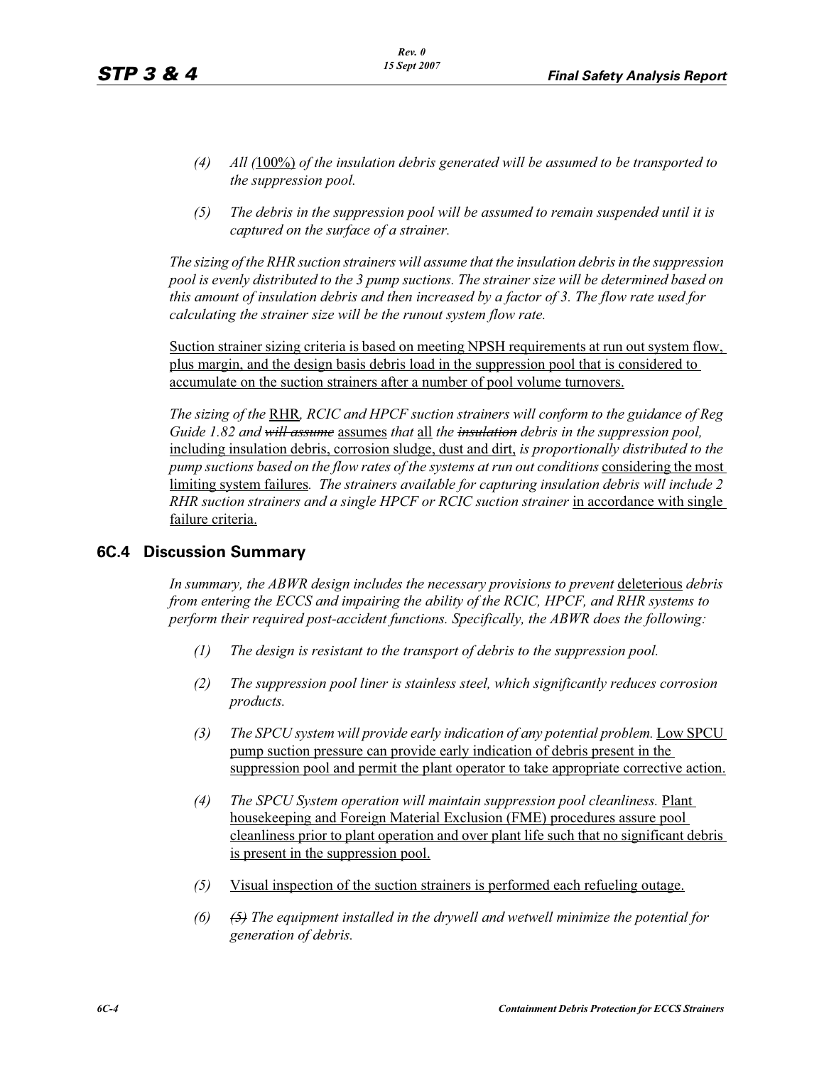- (4) *All (*100%) *of the insulation debris generated will be assumed to be transported to the suppression pool.*

- (5) *The debris in the suppression pool will be assumed to remain suspended until it is captured on the surface of a strainer.*

*The sizing of the RHR suction strainers will assume that the insulation debris in the suppression pool is evenly distributed to the 3 pump suctions. The strainer size will be determined based on this amount of insulation debris and then increased by a factor of 3. The flow rate used for calculating the strainer size will be the runout system flow rate.*

Suction strainer sizing criteria is based on meeting NPSH requirements at run out system flow, plus margin, and the design basis debris load in the suppression pool that is considered to accumulate on the suction strainers after a number of pool volume turnovers.

*The sizing of the* RHR*, RCIC and HPCF suction strainers will conform to the guidance of Reg Guide 1.82 and* ~~*will assume*~~ assumes *that* all *the* ~~*insulation*~~ *debris in the suppression pool,* including insulation debris, corrosion sludge, dust and dirt, *is proportionally distributed to the pump suctions based on the flow rates of the systems at run out conditions* considering the most limiting system failures*. The strainers available for capturing insulation debris will include 2 RHR suction strainers and a single HPCF or RCIC suction strainer* in accordance with single failure criteria.

## 6C.4 Discussion Summary

*In summary, the ABWR design includes the necessary provisions to prevent* deleterious *debris from entering the ECCS and impairing the ability of the RCIC, HPCF, and RHR systems to perform their required post-accident functions. Specifically, the ABWR does the following:*

- (1) *The design is resistant to the transport of debris to the suppression pool.*

- (2) *The suppression pool liner is stainless steel, which significantly reduces corrosion products.*

- (3) *The SPCU system will provide early indication of any potential problem.* Low SPCU pump suction pressure can provide early indication of debris present in the suppression pool and permit the plant operator to take appropriate corrective action.

- (4) *The SPCU System operation will maintain suppression pool cleanliness.* Plant housekeeping and Foreign Material Exclusion (FME) procedures assure pool cleanliness prior to plant operation and over plant life such that no significant debris is present in the suppression pool.

- (5) Visual inspection of the suction strainers is performed each refueling outage.

- (6) ~~*(5)*~~ *The equipment installed in the drywell and wetwell minimize the potential for generation of debris.*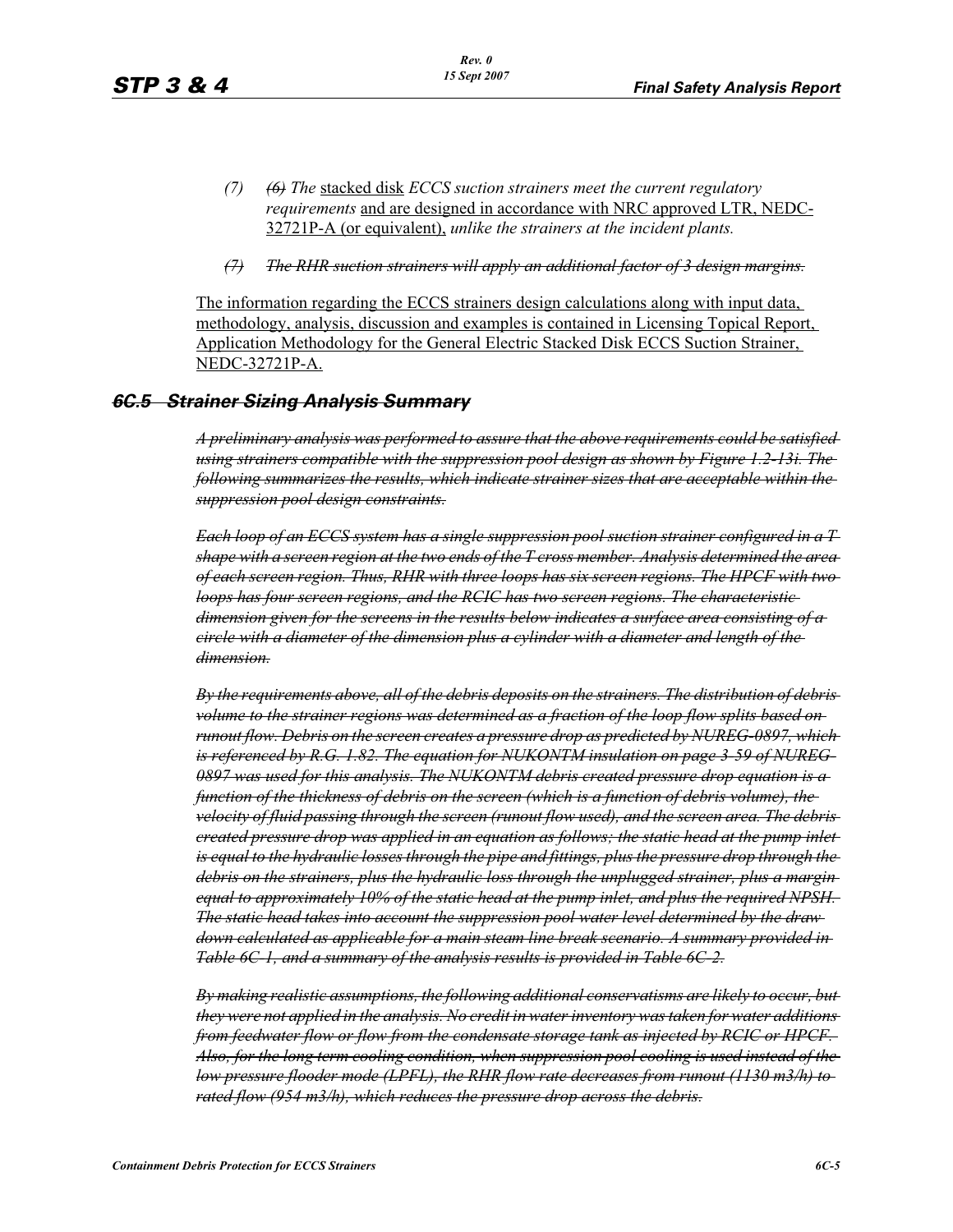(7) ~~(6)~~ *The* stacked disk *ECCS suction strainers meet the current regulatory requirements* and are designed in accordance with NRC approved LTR, NEDC-32721P-A (or equivalent), *unlike the strainers at the incident plants.*

~~*(7) The RHR suction strainers will apply an additional factor of 3 design margins.*~~

The information regarding the ECCS strainers design calculations along with input data, methodology, analysis, discussion and examples is contained in Licensing Topical Report, Application Methodology for the General Electric Stacked Disk ECCS Suction Strainer, NEDC-32721P-A.

## ~~*6C.5 Strainer Sizing Analysis Summary*~~

~~*A preliminary analysis was performed to assure that the above requirements could be satisfied using strainers compatible with the suppression pool design as shown by Figure 1.2-13i. The following summarizes the results, which indicate strainer sizes that are acceptable within the suppression pool design constraints.*~~

~~*Each loop of an ECCS system has a single suppression pool suction strainer configured in a T shape with a screen region at the two ends of the T cross member. Analysis determined the area of each screen region. Thus, RHR with three loops has six screen regions. The HPCF with two loops has four screen regions, and the RCIC has two screen regions. The characteristic dimension given for the screens in the results below indicates a surface area consisting of a circle with a diameter of the dimension plus a cylinder with a diameter and length of the dimension.*~~

~~*By the requirements above, all of the debris deposits on the strainers. The distribution of debris volume to the strainer regions was determined as a fraction of the loop flow splits based on runout flow. Debris on the screen creates a pressure drop as predicted by NUREG-0897, which is referenced by R.G. 1.82. The equation for NUKONTM insulation on page 3-59 of NUREG-0897 was used for this analysis. The NUKONTM debris created pressure drop equation is a function of the thickness of debris on the screen (which is a function of debris volume), the velocity of fluid passing through the screen (runout flow used), and the screen area. The debris created pressure drop was applied in an equation as follows; the static head at the pump inlet is equal to the hydraulic losses through the pipe and fittings, plus the pressure drop through the debris on the strainers, plus the hydraulic loss through the unplugged strainer, plus a margin equal to approximately 10% of the static head at the pump inlet, and plus the required NPSH. The static head takes into account the suppression pool water level determined by the draw down calculated as applicable for a main steam line break scenario. A summary provided in Table 6C-1, and a summary of the analysis results is provided in Table 6C-2.*~~

~~*By making realistic assumptions, the following additional conservatisms are likely to occur, but they were not applied in the analysis. No credit in water inventory was taken for water additions from feedwater flow or flow from the condensate storage tank as injected by RCIC or HPCF. Also, for the long term cooling condition, when suppression pool cooling is used instead of the low pressure flooder mode (LPFL), the RHR flow rate decreases from runout (1130 m3/h) to rated flow (954 m3/h), which reduces the pressure drop across the debris.*~~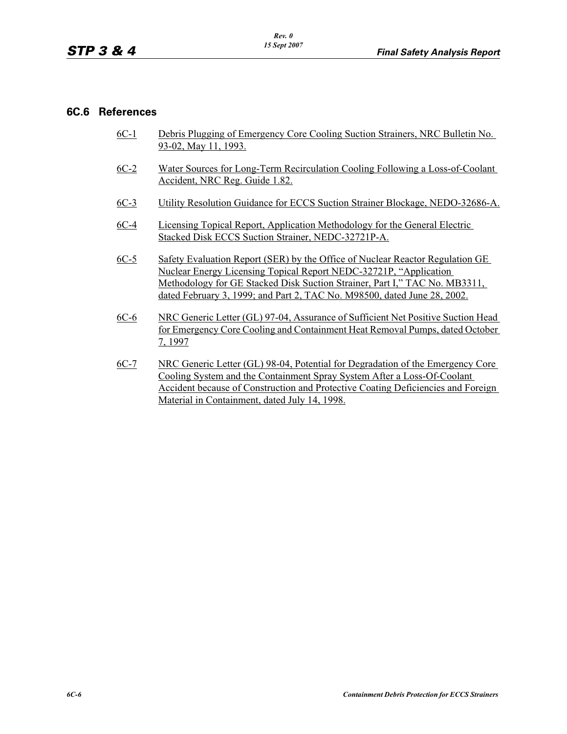## 6C.6 References

6C-1 Debris Plugging of Emergency Core Cooling Suction Strainers, NRC Bulletin No. 93-02, May 11, 1993.

6C-2 Water Sources for Long-Term Recirculation Cooling Following a Loss-of-Coolant Accident, NRC Reg. Guide 1.82.

6C-3 Utility Resolution Guidance for ECCS Suction Strainer Blockage, NEDO-32686-A.

6C-4 Licensing Topical Report, Application Methodology for the General Electric Stacked Disk ECCS Suction Strainer, NEDC-32721P-A.

6C-5 Safety Evaluation Report (SER) by the Office of Nuclear Reactor Regulation GE Nuclear Energy Licensing Topical Report NEDC-32721P, "Application Methodology for GE Stacked Disk Suction Strainer, Part I," TAC No. MB3311, dated February 3, 1999; and Part 2, TAC No. M98500, dated June 28, 2002.

6C-6 NRC Generic Letter (GL) 97-04, Assurance of Sufficient Net Positive Suction Head for Emergency Core Cooling and Containment Heat Removal Pumps, dated October 7, 1997

6C-7 NRC Generic Letter (GL) 98-04, Potential for Degradation of the Emergency Core Cooling System and the Containment Spray System After a Loss-Of-Coolant Accident because of Construction and Protective Coating Deficiencies and Foreign Material in Containment, dated July 14, 1998.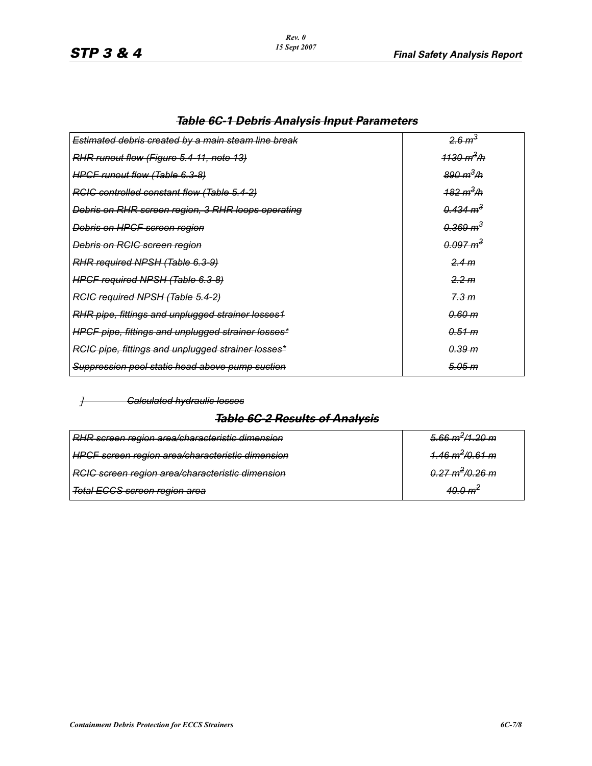## ~~Table 6C-1 Debris Analysis Input Parameters~~

| | |
|---|---|
| ~~Estimated debris created by a main steam line break~~ | ~~2.6 $m^3$~~ |
| ~~RHR runout flow (Figure 5.4-11, note 13)~~ | ~~1130 $m^3$/h~~ |
| ~~HPCF runout flow (Table 6.3-8)~~ | ~~890 $m^3$/h~~ |
| ~~RCIC controlled constant flow (Table 5.4-2)~~ | ~~182 $m^3$/h~~ |
| ~~Debris on RHR screen region, 3 RHR loops operating~~ | ~~0.434 $m^3$~~ |
| ~~Debris on HPCF screen region~~ | ~~0.369 $m^3$~~ |
| ~~Debris on RCIC screen region~~ | ~~0.097 $m^3$~~ |
| ~~RHR required NPSH (Table 6.3-9)~~ | ~~2.4 m~~ |
| ~~HPCF required NPSH (Table 6.3-8)~~ | ~~2.2 m~~ |
| ~~RCIC required NPSH (Table 5.4-2)~~ | ~~7.3 m~~ |
| ~~RHR pipe, fittings and unplugged strainer losses1~~ | ~~0.60 m~~ |
| ~~HPCF pipe, fittings and unplugged strainer losses*~~ | ~~0.51 m~~ |
| ~~RCIC pipe, fittings and unplugged strainer losses*~~ | ~~0.39 m~~ |
| ~~Suppression pool static head above pump suction~~ | ~~5.05 m~~ |

~~] Calculated hydraulic losses~~

## ~~Table 6C-2 Results of Analysis~~

| | |
|---|---|
| ~~RHR screen region area/characteristic dimension~~ | ~~5.66 $m^2$/1.20 m~~ |
| ~~HPCF screen region area/characteristic dimension~~ | ~~1.46 $m^2$/0.61 m~~ |
| ~~RCIC screen region area/characteristic dimension~~ | ~~0.27 $m^2$/0.26 m~~ |
| ~~Total ECCS screen region area~~ | ~~40.0 $m^2$~~ |